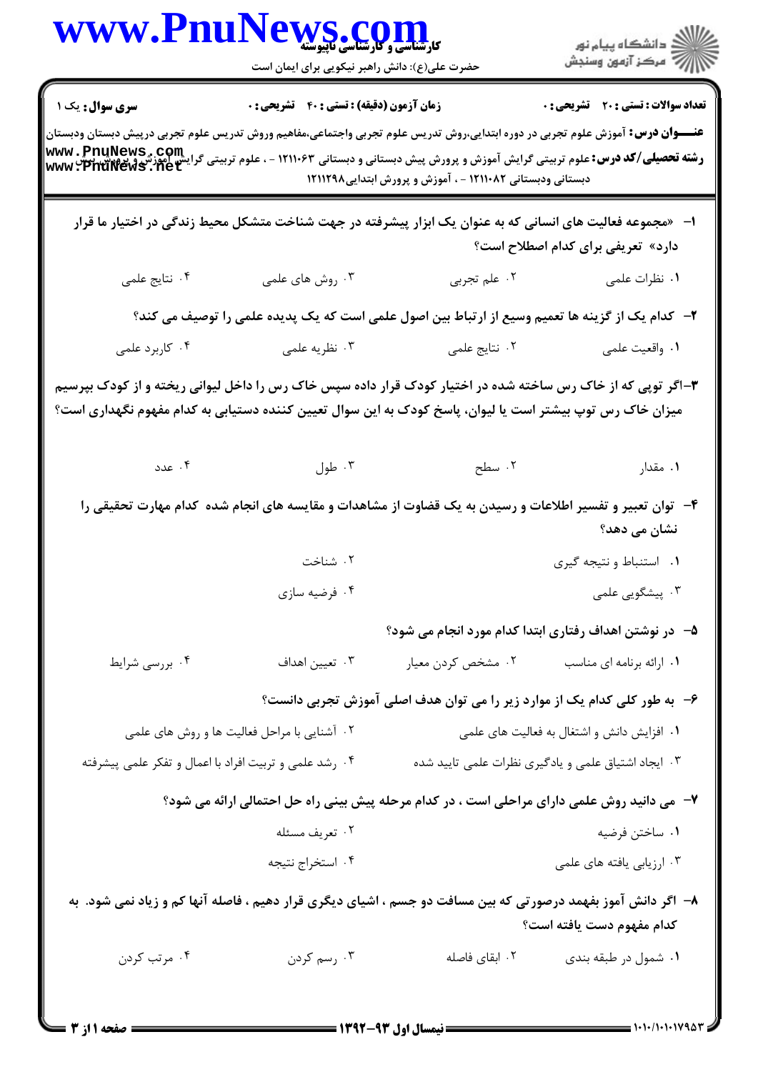**سری سوال:** یک ۱

**زمان آزمون (دقیقه) : تستی : ۴۰ تشریحی : ۰**

**تعداد سوالات : تستی : ۲۰ تشریحی : ۰**

**عنـــوان درس:** آموزش علوم تجربی در دوره ابتدایی،روش تدریس علوم تجربی واجتماعی،مفاهیم وروش تدریس علوم تجربی درپیش دبستان ودبستان

**رشته تحصیلی/کد درس:** علوم تربیتی گرایش آموزش و پرورش پیش دبستانی و دبستانی ۱۲۱۱۰۶۳ - ، علوم تربیتی گرایش آموزش و پرورش پیش دبستانی ودبستانی ۱۲۱۱۰۸۲ - ، آموزش و پرورش ابتدایی۱۲۱۱۲۹۸

۱- «مجموعه فعالیت های انسانی که به عنوان یک ابزار پیشرفته در جهت شناخت متشکل محیط زندگی در اختیار ما قرار دارد» تعریفی برای کدام اصطلاح است؟

۱. نظرات علمی
۲. علم تجربی
۳. روش های علمی
۴. نتایج علمی

۲- کدام یک از گزینه ها تعمیم وسیع از ارتباط بین اصول علمی است که یک پدیده علمی را توصیف می کند؟

۱. واقعیت علمی
۲. نتایج علمی
۳. نظریه علمی
۴. کاربرد علمی

۳-اگر توپی که از خاک رس ساخته شده در اختیار کودک قرار داده سپس خاک رس را داخل لیوانی ریخته و از کودک بپرسیم میزان خاک رس توپ بیشتر است یا لیوان، پاسخ کودک به این سوال تعیین کننده دستیابی به کدام مفهوم نگهداری است؟

۱. مقدار
۲. سطح
۳. طول
۴. عدد

۴- توان تعبیر و تفسیر اطلاعات و رسیدن به یک قضاوت از مشاهدات و مقایسه های انجام شده کدام مهارت تحقیقی را نشان می دهد؟

۱. استنباط و نتیجه گیری
۲. شناخت
۳. پیشگویی علمی
۴. فرضیه سازی

۵- در نوشتن اهداف رفتاری ابتدا کدام مورد انجام می شود؟

۱. ارائه برنامه ای مناسب
۲. مشخص کردن معیار
۳. تعیین اهداف
۴. بررسی شرایط

۶- به طور کلی کدام یک از موارد زیر را می توان هدف اصلی آموزش تجربی دانست؟

۱. افزایش دانش و اشتغال به فعالیت های علمی
۲. آشنایی با مراحل فعالیت ها و روش های علمی
۳. ایجاد اشتیاق علمی و یادگیری نظرات علمی تایید شده
۴. رشد علمی و تربیت افراد با اعمال و تفکر علمی پیشرفته

۷- می دانید روش علمی دارای مراحلی است ، در کدام مرحله پیش بینی راه حل احتمالی ارائه می شود؟

۱. ساختن فرضیه
۲. تعریف مسئله
۳. ارزیابی یافته های علمی
۴. استخراج نتیجه

۸- اگر دانش آموز بفهمد درصورتی که بین مسافت دو جسم ، اشیای دیگری قرار دهیم ، فاصله آنها کم و زیاد نمی شود. به کدام مفهوم دست یافته است؟

۱. شمول در طبقه بندی
۲. ابقای فاصله
۳. رسم کردن
۴. مرتب کردن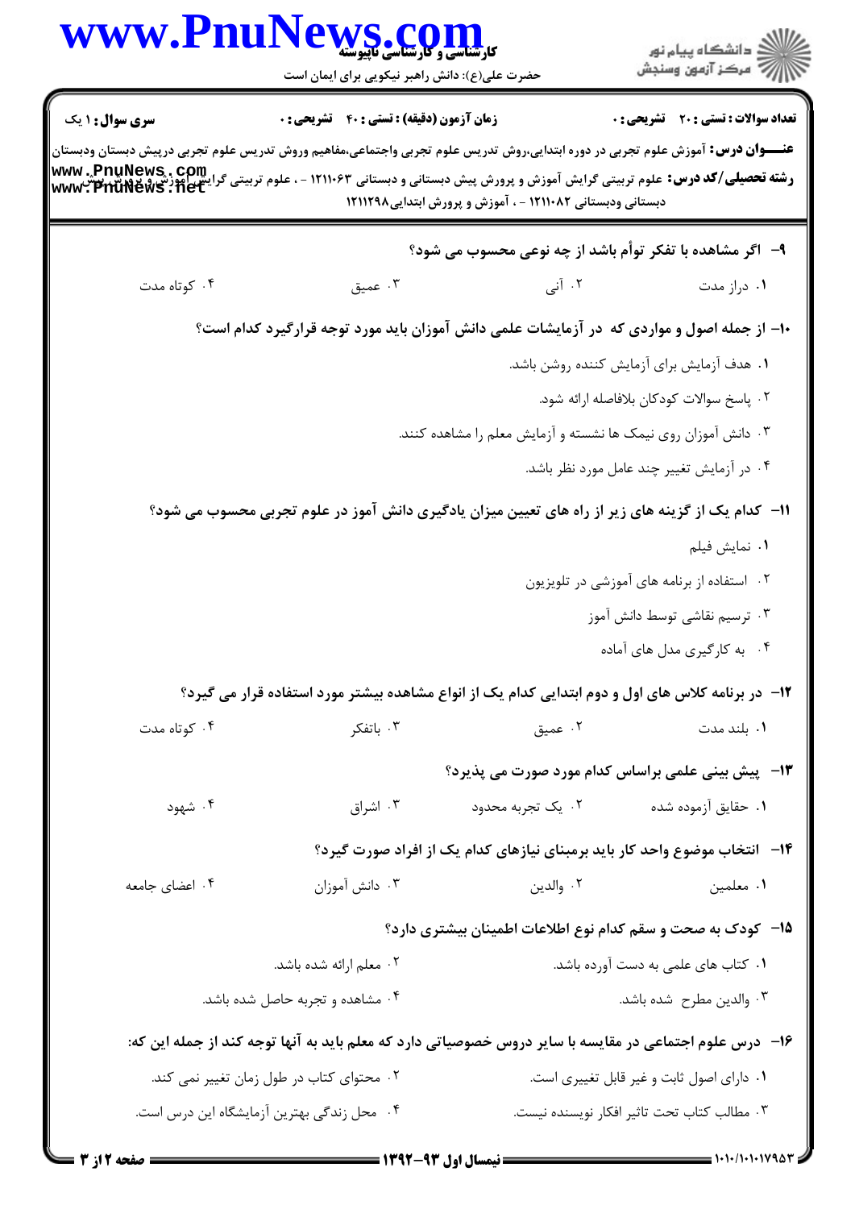۹- اگر مشاهده با تفکر توأم باشد از چه نوعی محسوب می شود؟

۱. دراز مدت
۲. آنی
۳. عمیق
۴. کوتاه مدت

۱۰- از جمله اصول و مواردی که در آزمایشات علمی دانش آموزان باید مورد توجه قرارگیرد کدام است؟

۱. هدف آزمایش برای آزمایش کننده روشن باشد.
۲. پاسخ سوالات کودکان بلافاصله ارائه شود.
۳. دانش آموزان روی نیمک ها نشسته و آزمایش معلم را مشاهده کنند.
۴. در آزمایش تغییر چند عامل مورد نظر باشد.

۱۱- کدام یک از گزینه های زیر از راه های تعیین میزان یادگیری دانش آموز در علوم تجربی محسوب می شود؟

۱. نمایش فیلم
۲. استفاده از برنامه های آموزشی در تلویزیون
۳. ترسیم نقاشی توسط دانش آموز
۴. به کارگیری مدل های آماده

۱۲- در برنامه کلاس های اول و دوم ابتدایی کدام یک از انواع مشاهده بیشتر مورد استفاده قرار می گیرد؟

۱. بلند مدت
۲. عمیق
۳. باتفکر
۴. کوتاه مدت

۱۳- پیش بینی علمی براساس کدام مورد صورت می پذیرد؟

۱. حقایق آزموده شده
۲. یک تجربه محدود
۳. اشراق
۴. شهود

۱۴- انتخاب موضوع واحد کار باید برمبنای نیازهای کدام یک از افراد صورت گیرد؟

۱. معلمین
۲. والدین
۳. دانش آموزان
۴. اعضای جامعه

۱۵- کودک به صحت و سقم کدام نوع اطلاعات اطمینان بیشتری دارد؟

۱. کتاب های علمی به دست آورده باشد.
۲. معلم ارائه شده باشد.
۳. والدین مطرح شده باشد.
۴. مشاهده و تجربه حاصل شده باشد.

۱۶- درس علوم اجتماعی در مقایسه با سایر دروس خصوصیاتی دارد که معلم باید به آنها توجه کند از جمله این که:

۱. دارای اصول ثابت و غیر قابل تغییری است.
۲. محتوای کتاب در طول زمان تغییر نمی کند.
۳. مطالب کتاب تحت تاثیر افکار نویسنده نیست.
۴. محل زندگی بهترین آزمایشگاه این درس است.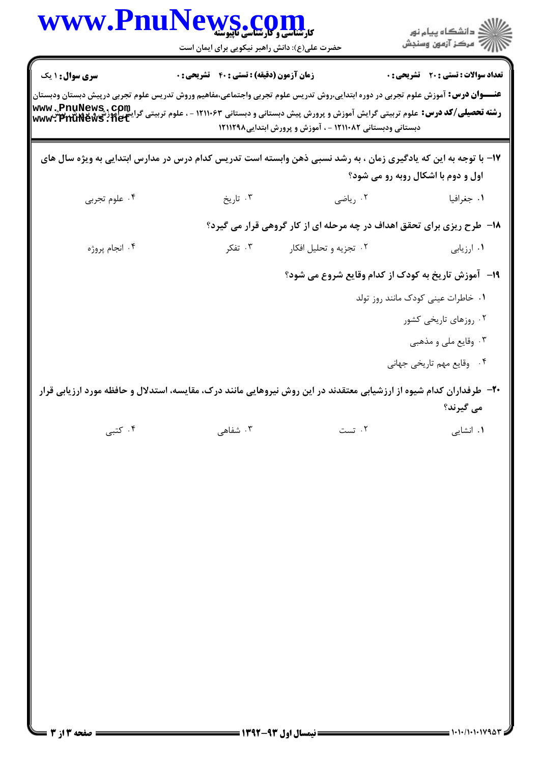**سری سوال:** ۱ یک | **زمان آزمون (دقیقه) : تستی : ۴۰ تشریحی : ۰** | **تعداد سوالات : تستی : ۲۰ تشریحی : ۰**

**عنـــوان درس:** آموزش علوم تجربی در دوره ابتدایی،روش تدریس علوم تجربی واجتماعی،مفاهیم وروش تدریس علوم تجربی درپیش دبستان ودبستان

**رشته تحصیلی/کد درس:** علوم تربیتی گرایش آموزش و پرورش پیش دبستانی و دبستانی ۱۲۱۱۰۶۳ - ، علوم تربیتی گرایش آموزش و پرورش پیش دبستانی ودبستانی ۱۲۱۱۰۸۲ - ، آموزش و پرورش ابتدایی۱۲۱۱۲۹۸

**۱۷- با توجه به این که یادگیری زمان ، به رشد نسبی ذهن وابسته است تدریس کدام درس در مدارس ابتدایی به ویژه سال های اول و دوم با اشکال روبه رو می شود؟**

۱. جغرافیا　　۲. ریاضی　　۳. تاریخ　　۴. علوم تجربی

**۱۸- طرح ریزی برای تحقق اهداف در چه مرحله ای از کار گروهی قرار می گیرد؟**

۱. ارزیابی　　۲. تجزیه و تحلیل افکار　　۳. تفکر　　۴. انجام پروژه

**۱۹- آموزش تاریخ به کودک از کدام وقایع شروع می شود؟**

۱. خاطرات عینی کودک مانند روز تولد

۲. روزهای تاریخی کشور

۳. وقایع ملی و مذهبی

۴. وقایع مهم تاریخی جهانی

**۲۰- طرفداران کدام شیوه از ارزشیابی معتقدند در این روش نیروهایی مانند درک، مقایسه، استدلال و حافظه مورد ارزیابی قرار می گیرند؟**

۱. انشایی　　۲. تست　　۳. شفاهی　　۴. کتبی